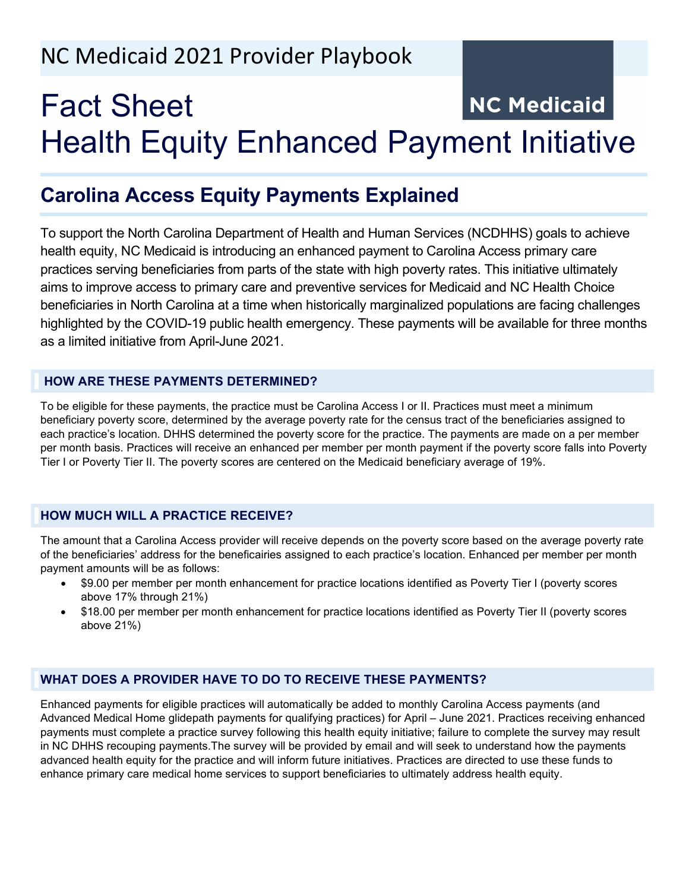NC Medicaid 2021 Provider Playbook

NC Medicaid

# Fact Sheet
# Health Equity Enhanced Payment Initiative

## Carolina Access Equity Payments Explained

To support the North Carolina Department of Health and Human Services (NCDHHS) goals to achieve health equity, NC Medicaid is introducing an enhanced payment to Carolina Access primary care practices serving beneficiaries from parts of the state with high poverty rates. This initiative ultimately aims to improve access to primary care and preventive services for Medicaid and NC Health Choice beneficiaries in North Carolina at a time when historically marginalized populations are facing challenges highlighted by the COVID-19 public health emergency. These payments will be available for three months as a limited initiative from April-June 2021.

### HOW ARE THESE PAYMENTS DETERMINED?

To be eligible for these payments, the practice must be Carolina Access I or II. Practices must meet a minimum beneficiary poverty score, determined by the average poverty rate for the census tract of the beneficiaries assigned to each practice's location. DHHS determined the poverty score for the practice. The payments are made on a per member per month basis. Practices will receive an enhanced per member per month payment if the poverty score falls into Poverty Tier I or Poverty Tier II. The poverty scores are centered on the Medicaid beneficiary average of 19%.

### HOW MUCH WILL A PRACTICE RECEIVE?

The amount that a Carolina Access provider will receive depends on the poverty score based on the average poverty rate of the beneficiaries' address for the beneficaiiries assigned to each practice's location. Enhanced per member per month payment amounts will be as follows:

- $9.00 per member per month enhancement for practice locations identified as Poverty Tier I (poverty scores above 17% through 21%)
- $18.00 per member per month enhancement for practice locations identified as Poverty Tier II (poverty scores above 21%)

### WHAT DOES A PROVIDER HAVE TO DO TO RECEIVE THESE PAYMENTS?

Enhanced payments for eligible practices will automatically be added to monthly Carolina Access payments (and Advanced Medical Home glidepath payments for qualifying practices) for April – June 2021. Practices receiving enhanced payments must complete a practice survey following this health equity initiative; failure to complete the survey may result in NC DHHS recouping payments.The survey will be provided by email and will seek to understand how the payments advanced health equity for the practice and will inform future initiatives. Practices are directed to use these funds to enhance primary care medical home services to support beneficiaries to ultimately address health equity.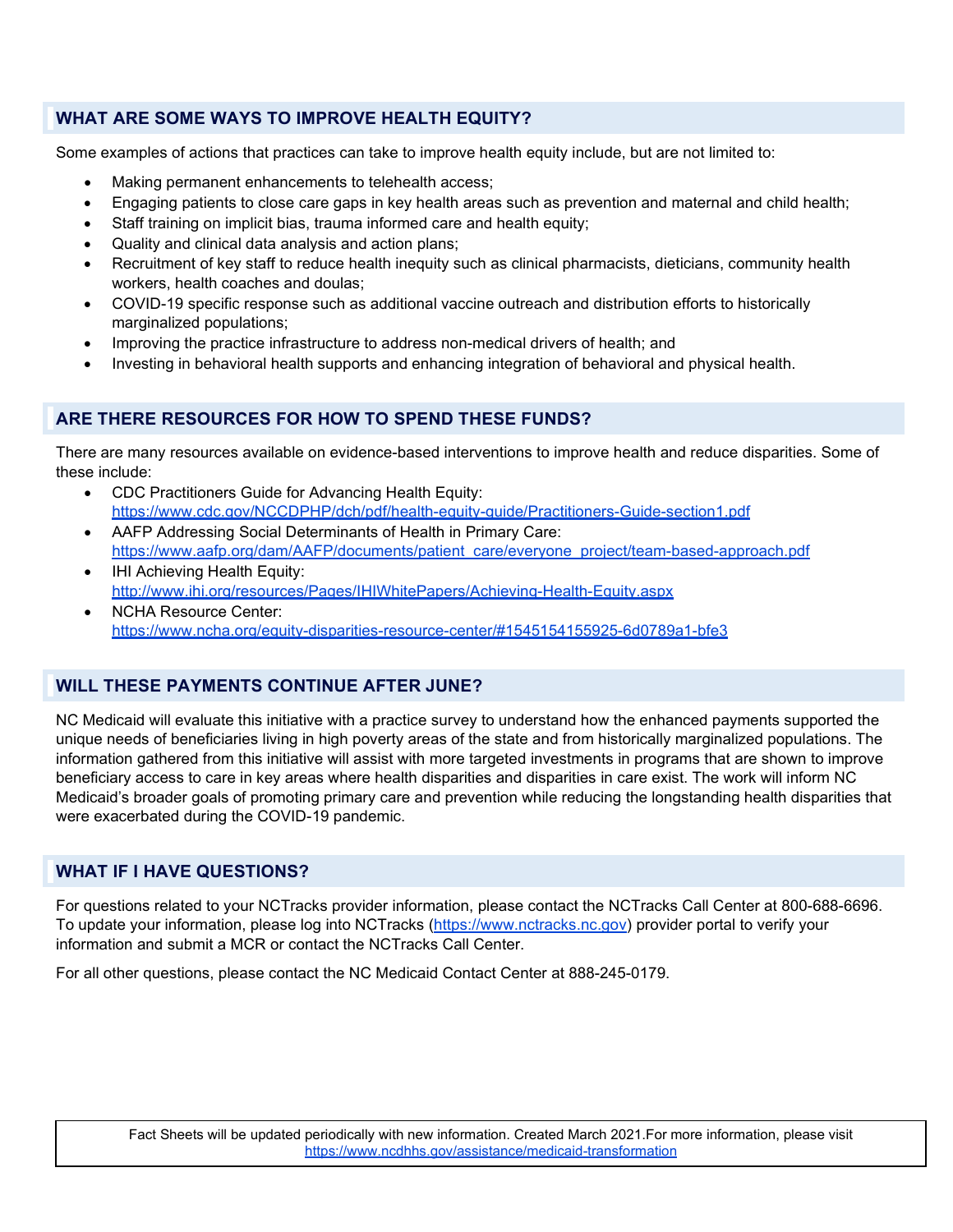## WHAT ARE SOME WAYS TO IMPROVE HEALTH EQUITY?

Some examples of actions that practices can take to improve health equity include, but are not limited to:

- Making permanent enhancements to telehealth access;
- Engaging patients to close care gaps in key health areas such as prevention and maternal and child health;
- Staff training on implicit bias, trauma informed care and health equity;
- Quality and clinical data analysis and action plans;
- Recruitment of key staff to reduce health inequity such as clinical pharmacists, dieticians, community health workers, health coaches and doulas;
- COVID-19 specific response such as additional vaccine outreach and distribution efforts to historically marginalized populations;
- Improving the practice infrastructure to address non-medical drivers of health; and
- Investing in behavioral health supports and enhancing integration of behavioral and physical health.

## ARE THERE RESOURCES FOR HOW TO SPEND THESE FUNDS?

There are many resources available on evidence-based interventions to improve health and reduce disparities. Some of these include:

- CDC Practitioners Guide for Advancing Health Equity: https://www.cdc.gov/NCCDPHP/dch/pdf/health-equity-guide/Practitioners-Guide-section1.pdf
- AAFP Addressing Social Determinants of Health in Primary Care: https://www.aafp.org/dam/AAFP/documents/patient_care/everyone_project/team-based-approach.pdf
- IHI Achieving Health Equity: http://www.ihi.org/resources/Pages/IHIWhitePapers/Achieving-Health-Equity.aspx
- NCHA Resource Center: https://www.ncha.org/equity-disparities-resource-center/#1545154155925-6d0789a1-bfe3

## WILL THESE PAYMENTS CONTINUE AFTER JUNE?

NC Medicaid will evaluate this initiative with a practice survey to understand how the enhanced payments supported the unique needs of beneficiaries living in high poverty areas of the state and from historically marginalized populations. The information gathered from this initiative will assist with more targeted investments in programs that are shown to improve beneficiary access to care in key areas where health disparities and disparities in care exist. The work will inform NC Medicaid's broader goals of promoting primary care and prevention while reducing the longstanding health disparities that were exacerbated during the COVID-19 pandemic.

## WHAT IF I HAVE QUESTIONS?

For questions related to your NCTracks provider information, please contact the NCTracks Call Center at 800-688-6696. To update your information, please log into NCTracks (https://www.nctracks.nc.gov) provider portal to verify your information and submit a MCR or contact the NCTracks Call Center.

For all other questions, please contact the NC Medicaid Contact Center at 888-245-0179.

Fact Sheets will be updated periodically with new information. Created March 2021.For more information, please visit https://www.ncdhhs.gov/assistance/medicaid-transformation